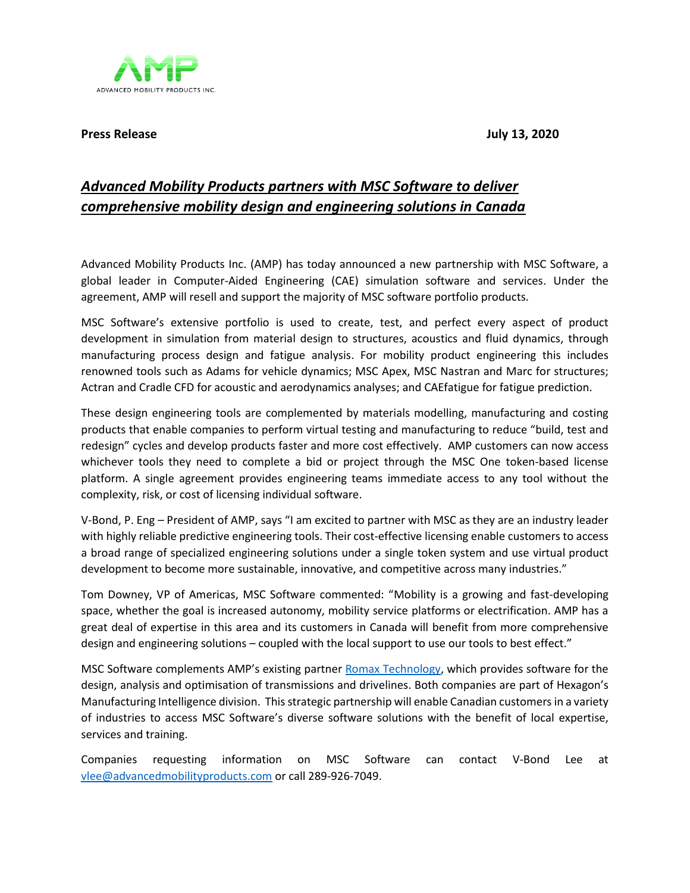ADVANCED MOBILITY PRODUCTS INC.

**Press Release** **July 13, 2020**

# ***Advanced Mobility Products partners with MSC Software to deliver comprehensive mobility design and engineering solutions in Canada***

Advanced Mobility Products Inc. (AMP) has today announced a new partnership with MSC Software, a global leader in Computer-Aided Engineering (CAE) simulation software and services. Under the agreement, AMP will resell and support the majority of MSC software portfolio products.

MSC Software's extensive portfolio is used to create, test, and perfect every aspect of product development in simulation from material design to structures, acoustics and fluid dynamics, through manufacturing process design and fatigue analysis. For mobility product engineering this includes renowned tools such as Adams for vehicle dynamics; MSC Apex, MSC Nastran and Marc for structures; Actran and Cradle CFD for acoustic and aerodynamics analyses; and CAEfatigue for fatigue prediction.

These design engineering tools are complemented by materials modelling, manufacturing and costing products that enable companies to perform virtual testing and manufacturing to reduce "build, test and redesign" cycles and develop products faster and more cost effectively. AMP customers can now access whichever tools they need to complete a bid or project through the MSC One token-based license platform. A single agreement provides engineering teams immediate access to any tool without the complexity, risk, or cost of licensing individual software.

V-Bond, P. Eng – President of AMP, says "I am excited to partner with MSC as they are an industry leader with highly reliable predictive engineering tools. Their cost-effective licensing enable customers to access a broad range of specialized engineering solutions under a single token system and use virtual product development to become more sustainable, innovative, and competitive across many industries."

Tom Downey, VP of Americas, MSC Software commented: "Mobility is a growing and fast-developing space, whether the goal is increased autonomy, mobility service platforms or electrification. AMP has a great deal of expertise in this area and its customers in Canada will benefit from more comprehensive design and engineering solutions – coupled with the local support to use our tools to best effect."

MSC Software complements AMP's existing partner Romax Technology, which provides software for the design, analysis and optimisation of transmissions and drivelines. Both companies are part of Hexagon's Manufacturing Intelligence division. This strategic partnership will enable Canadian customers in a variety of industries to access MSC Software's diverse software solutions with the benefit of local expertise, services and training.

Companies requesting information on MSC Software can contact V-Bond Lee at vlee@advancedmobilityproducts.com or call 289-926-7049.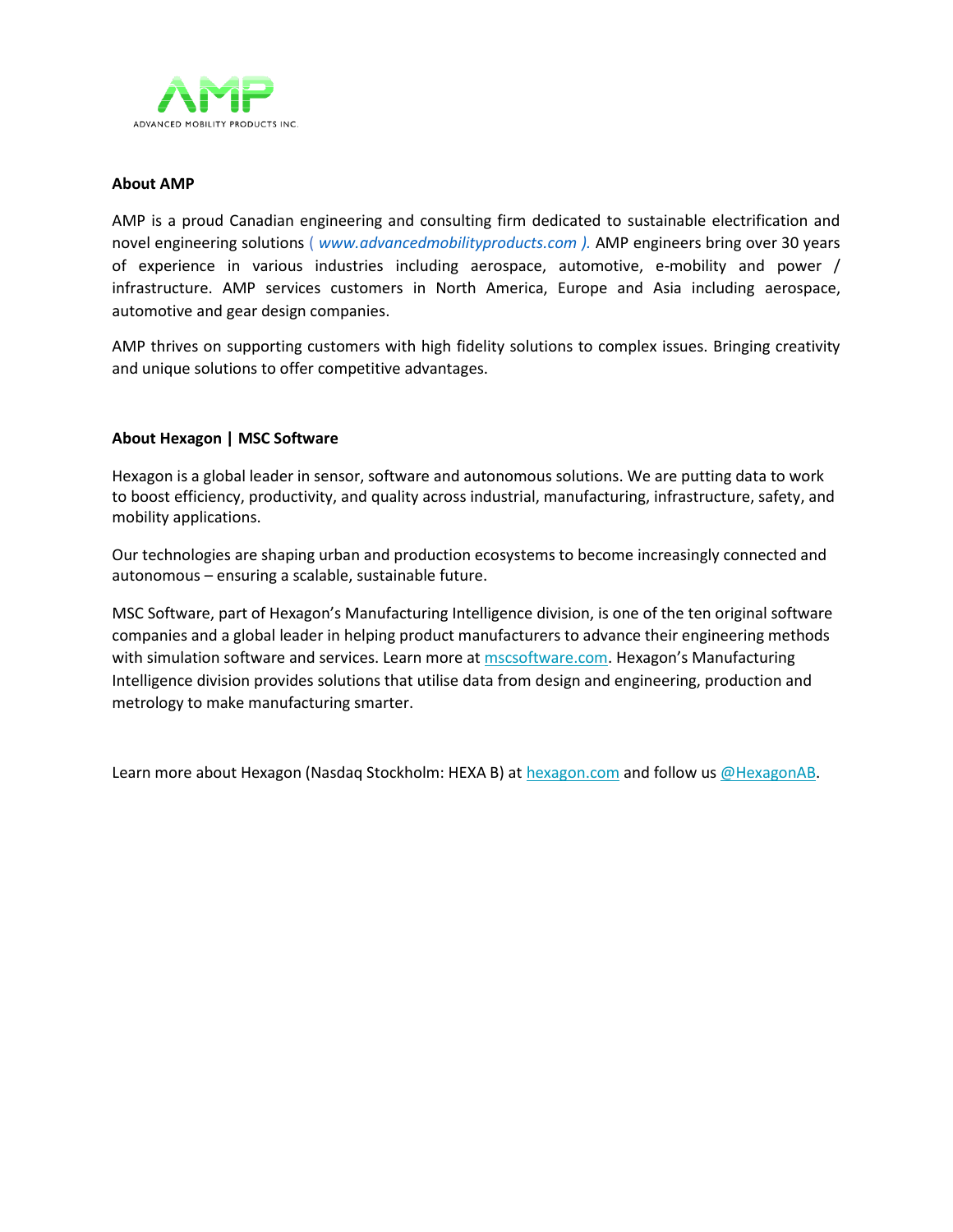ADVANCED MOBILITY PRODUCTS INC.

**About AMP**

AMP is a proud Canadian engineering and consulting firm dedicated to sustainable electrification and novel engineering solutions ( *www.advancedmobilityproducts.com ).* AMP engineers bring over 30 years of experience in various industries including aerospace, automotive, e-mobility and power / infrastructure. AMP services customers in North America, Europe and Asia including aerospace, automotive and gear design companies.

AMP thrives on supporting customers with high fidelity solutions to complex issues. Bringing creativity and unique solutions to offer competitive advantages.

**About Hexagon | MSC Software**

Hexagon is a global leader in sensor, software and autonomous solutions. We are putting data to work to boost efficiency, productivity, and quality across industrial, manufacturing, infrastructure, safety, and mobility applications.

Our technologies are shaping urban and production ecosystems to become increasingly connected and autonomous – ensuring a scalable, sustainable future.

MSC Software, part of Hexagon's Manufacturing Intelligence division, is one of the ten original software companies and a global leader in helping product manufacturers to advance their engineering methods with simulation software and services. Learn more at mscsoftware.com. Hexagon's Manufacturing Intelligence division provides solutions that utilise data from design and engineering, production and metrology to make manufacturing smarter.

Learn more about Hexagon (Nasdaq Stockholm: HEXA B) at hexagon.com and follow us @HexagonAB.